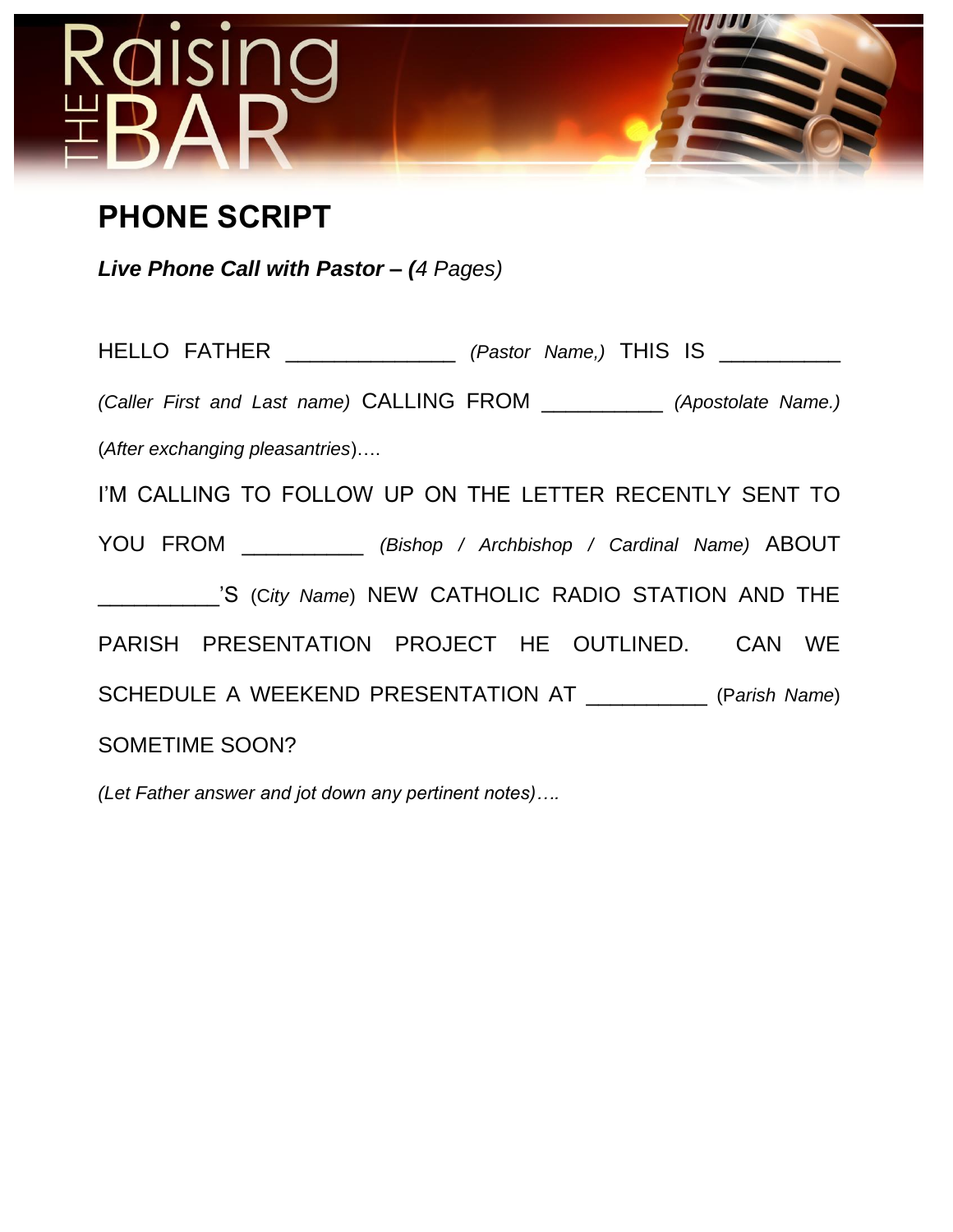# Raising THE BAR

## PHONE SCRIPT

***Live Phone Call with Pastor – (****4 Pages)*

HELLO FATHER ______________ *(Pastor Name,)* THIS IS __________ *(Caller First and Last name)* CALLING FROM __________ *(Apostolate Name.)*

(*After exchanging pleasantries*)….

I'M CALLING TO FOLLOW UP ON THE LETTER RECENTLY SENT TO YOU FROM __________ *(Bishop / Archbishop / Cardinal Name)* ABOUT __________'S (*City Name*) NEW CATHOLIC RADIO STATION AND THE PARISH PRESENTATION PROJECT HE OUTLINED. CAN WE SCHEDULE A WEEKEND PRESENTATION AT __________ (*Parish Name*) SOMETIME SOON?

*(Let Father answer and jot down any pertinent notes)….*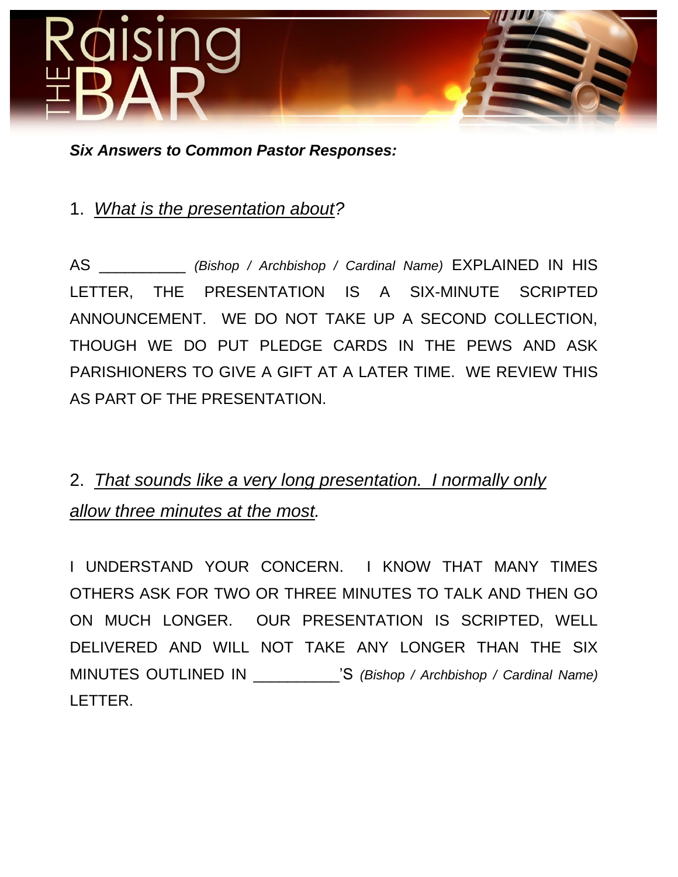# Raising THE BAR

***Six Answers to Common Pastor Responses:***

1. *<u>What is the presentation about</u>?*

AS __________ *(Bishop / Archbishop / Cardinal Name)* EXPLAINED IN HIS LETTER, THE PRESENTATION IS A SIX-MINUTE SCRIPTED ANNOUNCEMENT. WE DO NOT TAKE UP A SECOND COLLECTION, THOUGH WE DO PUT PLEDGE CARDS IN THE PEWS AND ASK PARISHIONERS TO GIVE A GIFT AT A LATER TIME. WE REVIEW THIS AS PART OF THE PRESENTATION.

2. *<u>That sounds like a very long presentation. I normally only allow three minutes at the most</u>.*

I UNDERSTAND YOUR CONCERN. I KNOW THAT MANY TIMES OTHERS ASK FOR TWO OR THREE MINUTES TO TALK AND THEN GO ON MUCH LONGER. OUR PRESENTATION IS SCRIPTED, WELL DELIVERED AND WILL NOT TAKE ANY LONGER THAN THE SIX MINUTES OUTLINED IN __________'S *(Bishop / Archbishop / Cardinal Name)* LETTER.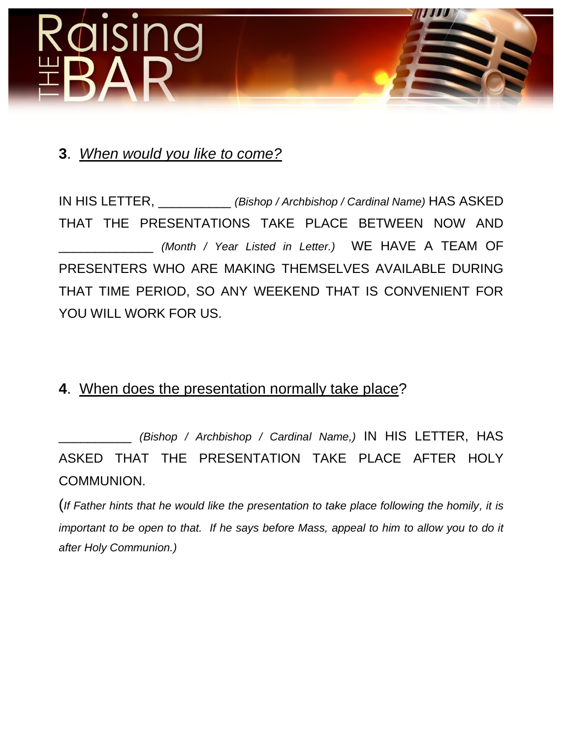**3**. *When would you like to come?*

IN HIS LETTER, __________ *(Bishop / Archbishop / Cardinal Name)* HAS ASKED THAT THE PRESENTATIONS TAKE PLACE BETWEEN NOW AND _____________ *(Month / Year Listed in Letter.)* WE HAVE A TEAM OF PRESENTERS WHO ARE MAKING THEMSELVES AVAILABLE DURING THAT TIME PERIOD, SO ANY WEEKEND THAT IS CONVENIENT FOR YOU WILL WORK FOR US.

**4**. When does the presentation normally take place?

__________ *(Bishop / Archbishop / Cardinal Name,)* IN HIS LETTER, HAS ASKED THAT THE PRESENTATION TAKE PLACE AFTER HOLY COMMUNION.

(*If Father hints that he would like the presentation to take place following the homily, it is important to be open to that. If he says before Mass, appeal to him to allow you to do it after Holy Communion.)*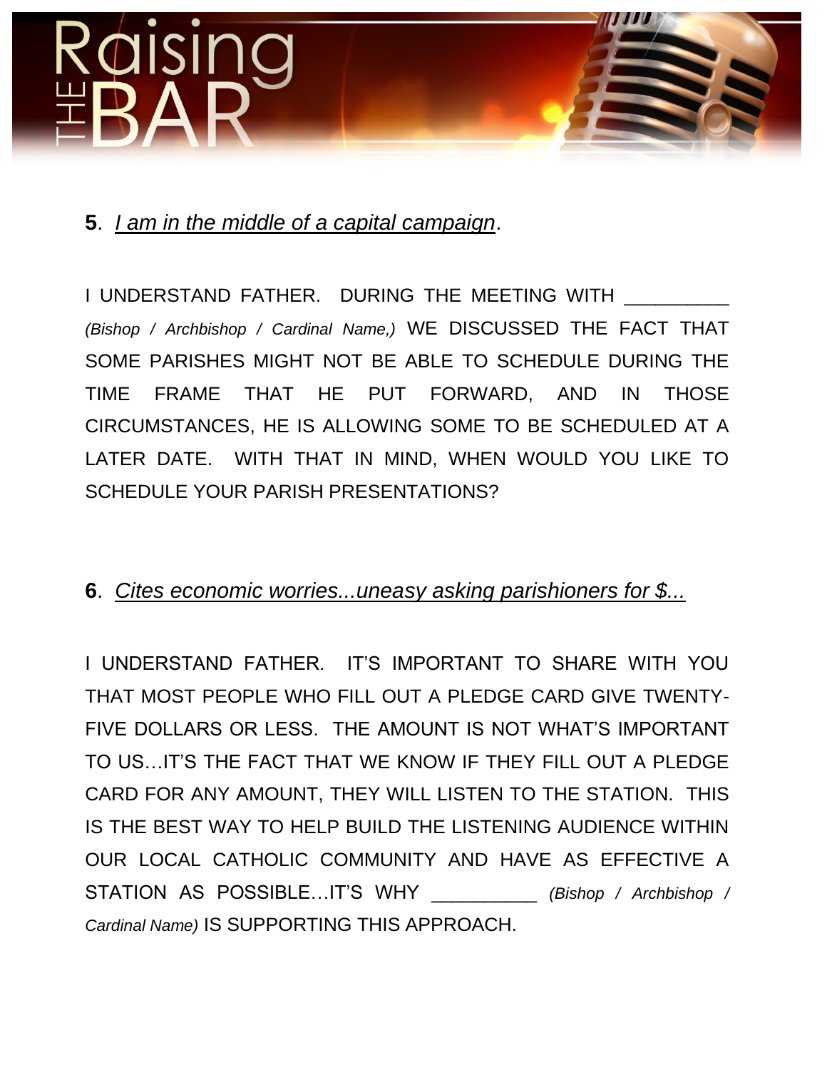**5**. *I am in the middle of a capital campaign*.

I UNDERSTAND FATHER. DURING THE MEETING WITH _________ *(Bishop / Archbishop / Cardinal Name,)* WE DISCUSSED THE FACT THAT SOME PARISHES MIGHT NOT BE ABLE TO SCHEDULE DURING THE TIME FRAME THAT HE PUT FORWARD, AND IN THOSE CIRCUMSTANCES, HE IS ALLOWING SOME TO BE SCHEDULED AT A LATER DATE. WITH THAT IN MIND, WHEN WOULD YOU LIKE TO SCHEDULE YOUR PARISH PRESENTATIONS?

**6**. *Cites economic worries...uneasy asking parishioners for $...*

I UNDERSTAND FATHER. IT'S IMPORTANT TO SHARE WITH YOU THAT MOST PEOPLE WHO FILL OUT A PLEDGE CARD GIVE TWENTY-FIVE DOLLARS OR LESS. THE AMOUNT IS NOT WHAT'S IMPORTANT TO US…IT'S THE FACT THAT WE KNOW IF THEY FILL OUT A PLEDGE CARD FOR ANY AMOUNT, THEY WILL LISTEN TO THE STATION. THIS IS THE BEST WAY TO HELP BUILD THE LISTENING AUDIENCE WITHIN OUR LOCAL CATHOLIC COMMUNITY AND HAVE AS EFFECTIVE A STATION AS POSSIBLE…IT'S WHY __________ *(Bishop / Archbishop / Cardinal Name)* IS SUPPORTING THIS APPROACH.